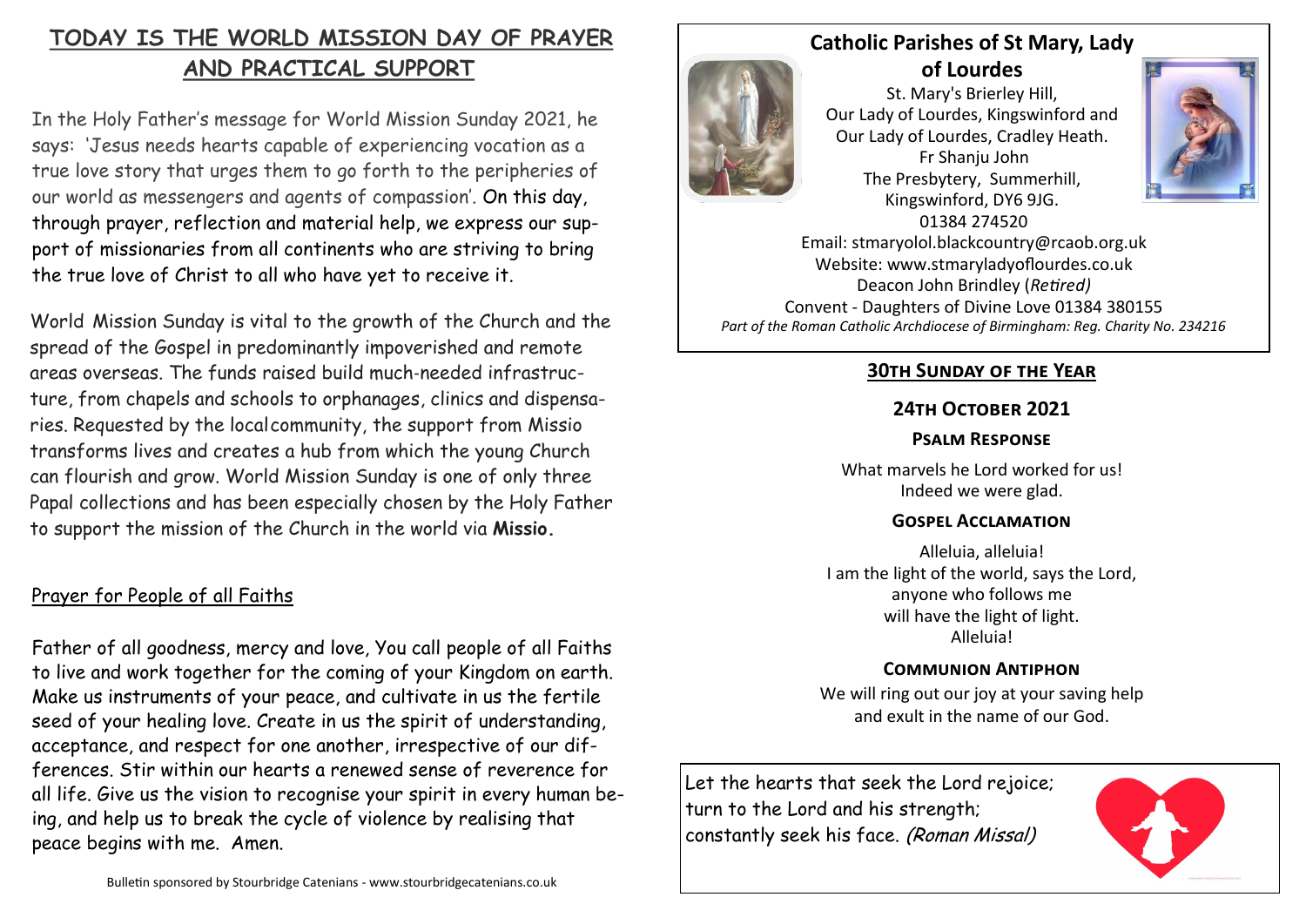## TODAY IS THE WORLD MISSION DAY OF PRAYER AND PRACTICAL SUPPORT

In the Holy Father's message for World Mission Sunday 2021, he says: 'Jesus needs hearts capable of experiencing vocation as a true love story that urges them to go forth to the peripheries of our world as messengers and agents of compassion'. On this day, through prayer, reflection and material help, we express our support of missionaries from all continents who are striving to bring the true love of Christ to all who have yet to receive it.

World Mission Sunday is vital to the growth of the Church and the spread of the Gospel in predominantly impoverished and remote areas overseas. The funds raised build much-needed infrastructure, from chapels and schools to orphanages, clinics and dispensaries. Requested by the local community, the support from Missio transforms lives and creates a hub from which the young Church can flourish and grow. World Mission Sunday is one of only three Papal collections and has been especially chosen by the Holy Father to support the mission of the Church in the world via **Missio.**

### Prayer for People of all Faiths

Father of all goodness, mercy and love, You call people of all Faiths to live and work together for the coming of your Kingdom on earth. Make us instruments of your peace, and cultivate in us the fertile seed of your healing love. Create in us the spirit of understanding, acceptance, and respect for one another, irrespective of our differences. Stir within our hearts a renewed sense of reverence for all life. Give us the vision to recognise your spirit in every human being, and help us to break the cycle of violence by realising that peace begins with me. Amen.

Bulletin sponsored by Stourbridge Catenians - www.stourbridgecatenians.co.uk

## Catholic Parishes of St Mary, Lady of Lourdes

St. Mary's Brierley Hill,
Our Lady of Lourdes, Kingswinford and
Our Lady of Lourdes, Cradley Heath.
Fr Shanju John
The Presbytery, Summerhill,
Kingswinford, DY6 9JG.
01384 274520
Email: stmaryolol.blackcountry@rcaob.org.uk
Website: www.stmaryladyoflourdes.co.uk
Deacon John Brindley (*Retired)*
Convent - Daughters of Divine Love 01384 380155
*Part of the Roman Catholic Archdiocese of Birmingham: Reg. Charity No. 234216*

### 30th Sunday of the Year

### 24th October 2021

#### Psalm Response

What marvels he Lord worked for us!
Indeed we were glad.

#### Gospel Acclamation

Alleluia, alleluia!
I am the light of the world, says the Lord,
anyone who follows me
will have the light of light.
Alleluia!

#### Communion Antiphon

We will ring out our joy at your saving help
and exult in the name of our God.

Let the hearts that seek the Lord rejoice;
turn to the Lord and his strength;
constantly seek his face. *(Roman Missal)*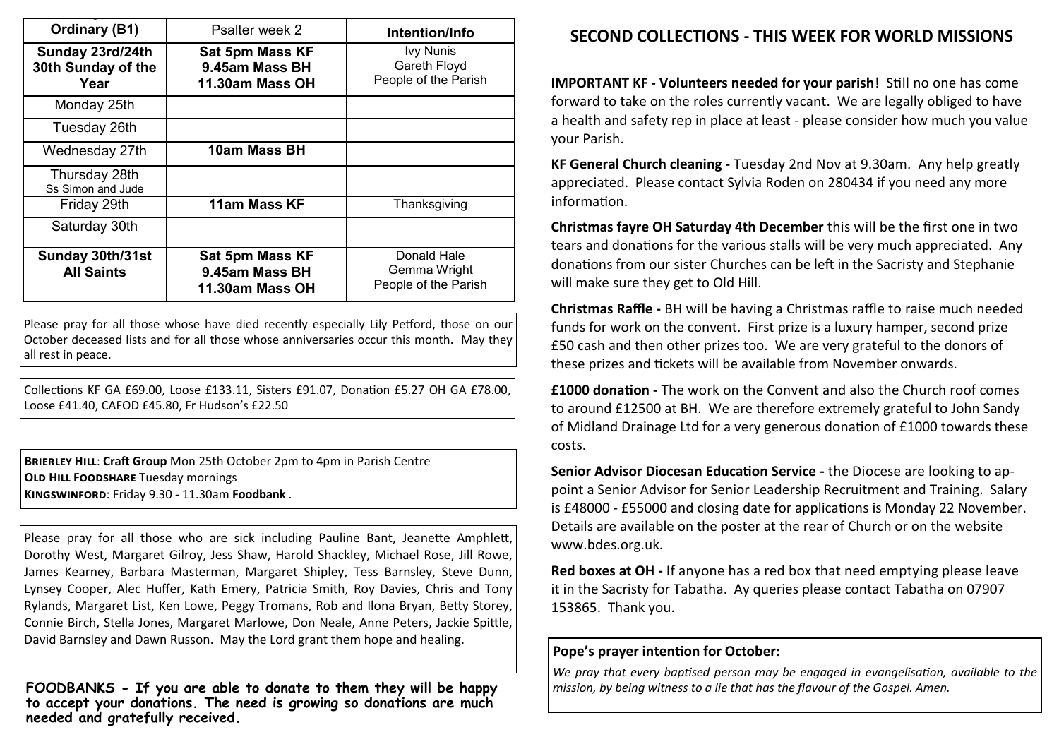| Ordinary (B1) | Psalter week 2 | Intention/Info |
|---|---|---|
| **Sunday 23rd/24th 30th Sunday of the Year** | **Sat 5pm Mass KF 9.45am Mass BH 11.30am Mass OH** | Ivy Nunis Gareth Floyd People of the Parish |
| Monday 25th | | |
| Tuesday 26th | | |
| Wednesday 27th | **10am Mass BH** | |
| Thursday 28th Ss Simon and Jude | | |
| Friday 29th | **11am Mass KF** | Thanksgiving |
| Saturday 30th | | |
| **Sunday 30th/31st All Saints** | **Sat 5pm Mass KF 9.45am Mass BH 11.30am Mass OH** | Donald Hale Gemma Wright People of the Parish |

Please pray for all those whose have died recently especially Lily Petford, those on our October deceased lists and for all those whose anniversaries occur this month. May they all rest in peace.

Collections KF GA £69.00, Loose £133.11, Sisters £91.07, Donation £5.27 OH GA £78.00, Loose £41.40, CAFOD £45.80, Fr Hudson's £22.50

**Brierley Hill**: **Craft Group** Mon 25th October 2pm to 4pm in Parish Centre
**Old Hill Foodshare** Tuesday mornings
**Kingswinford**: Friday 9.30 - 11.30am **Foodbank** .

Please pray for all those who are sick including Pauline Bant, Jeanette Amphlett, Dorothy West, Margaret Gilroy, Jess Shaw, Harold Shackley, Michael Rose, Jill Rowe, James Kearney, Barbara Masterman, Margaret Shipley, Tess Barnsley, Steve Dunn, Lynsey Cooper, Alec Huffer, Kath Emery, Patricia Smith, Roy Davies, Chris and Tony Rylands, Margaret List, Ken Lowe, Peggy Tromans, Rob and Ilona Bryan, Betty Storey, Connie Birch, Stella Jones, Margaret Marlowe, Don Neale, Anne Peters, Jackie Spittle, David Barnsley and Dawn Russon. May the Lord grant them hope and healing.

**FOODBANKS - If you are able to donate to them they will be happy to accept your donations. The need is growing so donations are much needed and gratefully received.**

## SECOND COLLECTIONS - THIS WEEK FOR WORLD MISSIONS

**IMPORTANT KF - Volunteers needed for your parish**! Still no one has come forward to take on the roles currently vacant. We are legally obliged to have a health and safety rep in place at least - please consider how much you value your Parish.

**KF General Church cleaning -** Tuesday 2nd Nov at 9.30am. Any help greatly appreciated. Please contact Sylvia Roden on 280434 if you need any more information.

**Christmas fayre OH Saturday 4th December** this will be the first one in two tears and donations for the various stalls will be very much appreciated. Any donations from our sister Churches can be left in the Sacristy and Stephanie will make sure they get to Old Hill.

**Christmas Raffle -** BH will be having a Christmas raffle to raise much needed funds for work on the convent. First prize is a luxury hamper, second prize £50 cash and then other prizes too. We are very grateful to the donors of these prizes and tickets will be available from November onwards.

**£1000 donation -** The work on the Convent and also the Church roof comes to around £12500 at BH. We are therefore extremely grateful to John Sandy of Midland Drainage Ltd for a very generous donation of £1000 towards these costs.

**Senior Advisor Diocesan Education Service -** the Diocese are looking to appoint a Senior Advisor for Senior Leadership Recruitment and Training. Salary is £48000 - £55000 and closing date for applications is Monday 22 November. Details are available on the poster at the rear of Church or on the website www.bdes.org.uk.

**Red boxes at OH -** If anyone has a red box that need emptying please leave it in the Sacristy for Tabatha. Ay queries please contact Tabatha on 07907 153865. Thank you.

**Pope's prayer intention for October:**

*We pray that every baptised person may be engaged in evangelisation, available to the mission, by being witness to a lie that has the flavour of the Gospel. Amen.*